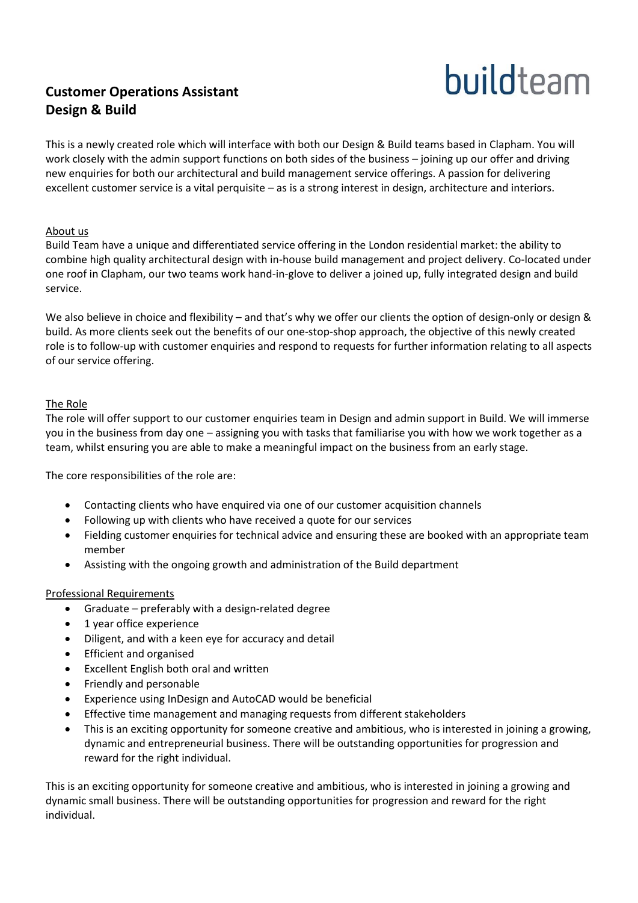buildteam

# Customer Operations Assistant
# Design & Build

This is a newly created role which will interface with both our Design & Build teams based in Clapham. You will work closely with the admin support functions on both sides of the business – joining up our offer and driving new enquiries for both our architectural and build management service offerings. A passion for delivering excellent customer service is a vital perquisite – as is a strong interest in design, architecture and interiors.

## About us

Build Team have a unique and differentiated service offering in the London residential market: the ability to combine high quality architectural design with in-house build management and project delivery. Co-located under one roof in Clapham, our two teams work hand-in-glove to deliver a joined up, fully integrated design and build service.

We also believe in choice and flexibility – and that's why we offer our clients the option of design-only or design & build. As more clients seek out the benefits of our one-stop-shop approach, the objective of this newly created role is to follow-up with customer enquiries and respond to requests for further information relating to all aspects of our service offering.

## The Role

The role will offer support to our customer enquiries team in Design and admin support in Build. We will immerse you in the business from day one – assigning you with tasks that familiarise you with how we work together as a team, whilst ensuring you are able to make a meaningful impact on the business from an early stage.

The core responsibilities of the role are:

- Contacting clients who have enquired via one of our customer acquisition channels
- Following up with clients who have received a quote for our services
- Fielding customer enquiries for technical advice and ensuring these are booked with an appropriate team member
- Assisting with the ongoing growth and administration of the Build department

## Professional Requirements

- Graduate – preferably with a design-related degree
- 1 year office experience
- Diligent, and with a keen eye for accuracy and detail
- Efficient and organised
- Excellent English both oral and written
- Friendly and personable
- Experience using InDesign and AutoCAD would be beneficial
- Effective time management and managing requests from different stakeholders
- This is an exciting opportunity for someone creative and ambitious, who is interested in joining a growing, dynamic and entrepreneurial business. There will be outstanding opportunities for progression and reward for the right individual.

This is an exciting opportunity for someone creative and ambitious, who is interested in joining a growing and dynamic small business. There will be outstanding opportunities for progression and reward for the right individual.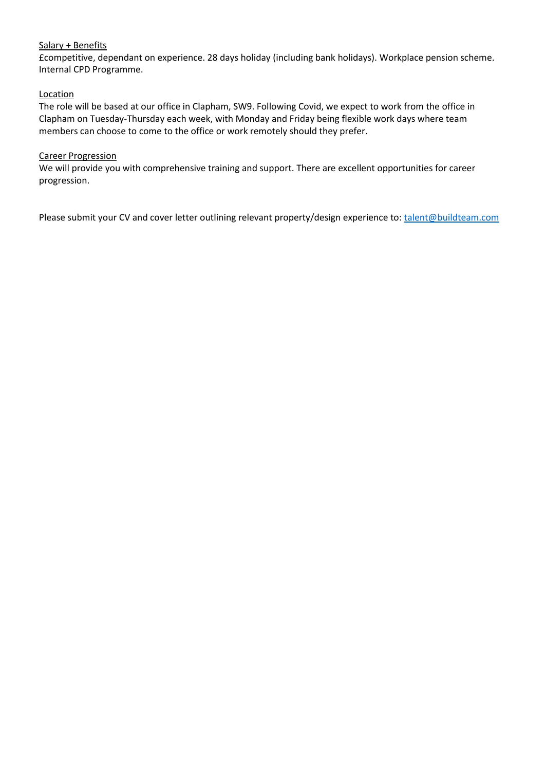Salary + Benefits

£competitive, dependant on experience. 28 days holiday (including bank holidays). Workplace pension scheme. Internal CPD Programme.

Location

The role will be based at our office in Clapham, SW9. Following Covid, we expect to work from the office in Clapham on Tuesday-Thursday each week, with Monday and Friday being flexible work days where team members can choose to come to the office or work remotely should they prefer.

Career Progression

We will provide you with comprehensive training and support. There are excellent opportunities for career progression.

Please submit your CV and cover letter outlining relevant property/design experience to: talent@buildteam.com